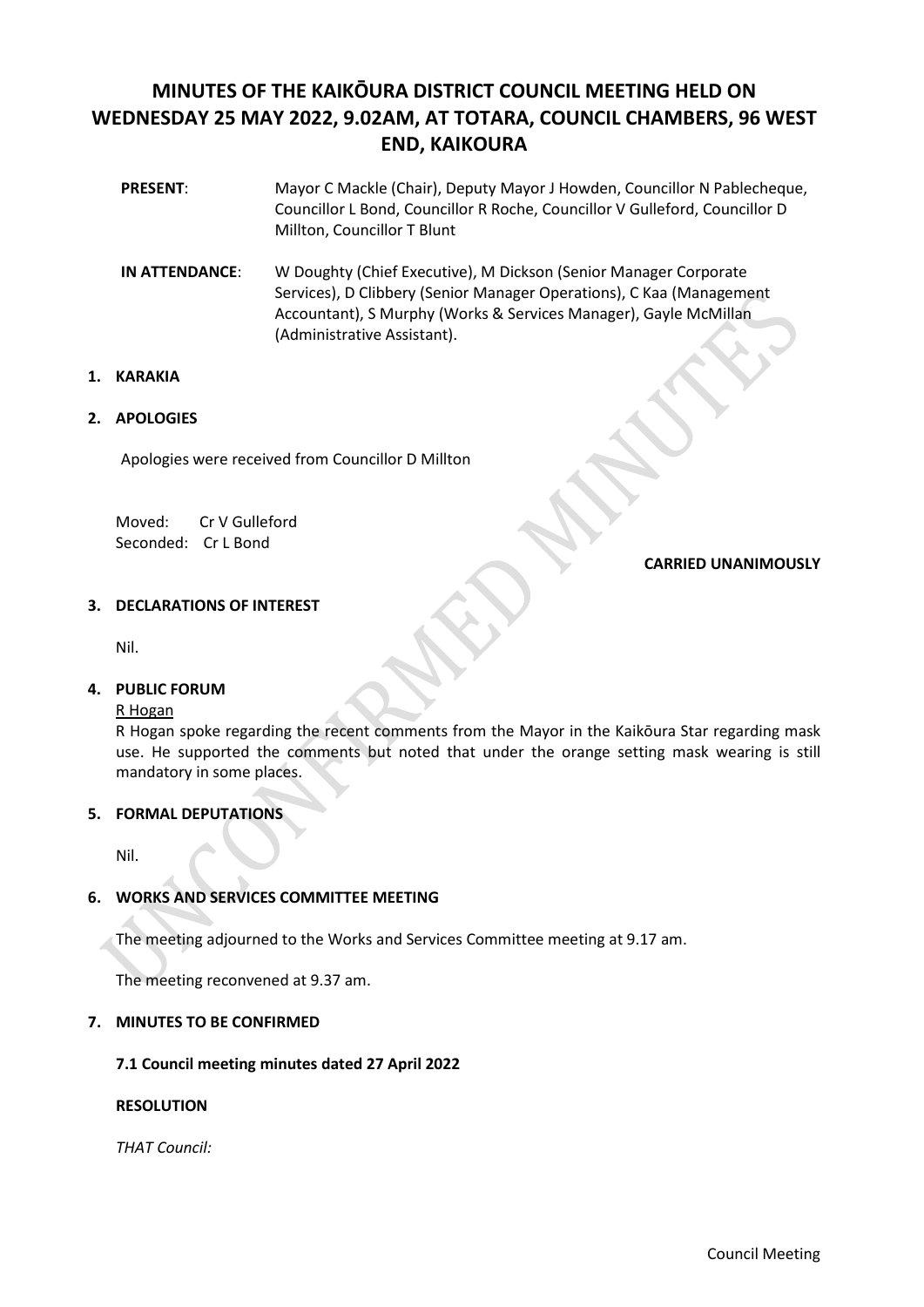# MINUTES OF THE KAIKŌURA DISTRICT COUNCIL MEETING HELD ON WEDNESDAY 25 MAY 2022, 9.02AM, AT TOTARA, COUNCIL CHAMBERS, 96 WEST END, KAIKOURA

**PRESENT**: Mayor C Mackle (Chair), Deputy Mayor J Howden, Councillor N Pablecheque, Councillor L Bond, Councillor R Roche, Councillor V Gulleford, Councillor D Millton, Councillor T Blunt

**IN ATTENDANCE**: W Doughty (Chief Executive), M Dickson (Senior Manager Corporate Services), D Clibbery (Senior Manager Operations), C Kaa (Management Accountant), S Murphy (Works & Services Manager), Gayle McMillan (Administrative Assistant).

## 1. KARAKIA

## 2. APOLOGIES

Apologies were received from Councillor D Millton

Moved: Cr V Gulleford
Seconded: Cr L Bond

**CARRIED UNANIMOUSLY**

## 3. DECLARATIONS OF INTEREST

Nil.

## 4. PUBLIC FORUM

R Hogan

R Hogan spoke regarding the recent comments from the Mayor in the Kaikōura Star regarding mask use. He supported the comments but noted that under the orange setting mask wearing is still mandatory in some places.

## 5. FORMAL DEPUTATIONS

Nil.

## 6. WORKS AND SERVICES COMMITTEE MEETING

The meeting adjourned to the Works and Services Committee meeting at 9.17 am.

The meeting reconvened at 9.37 am.

## 7. MINUTES TO BE CONFIRMED

**7.1 Council meeting minutes dated 27 April 2022**

**RESOLUTION**

*THAT Council:*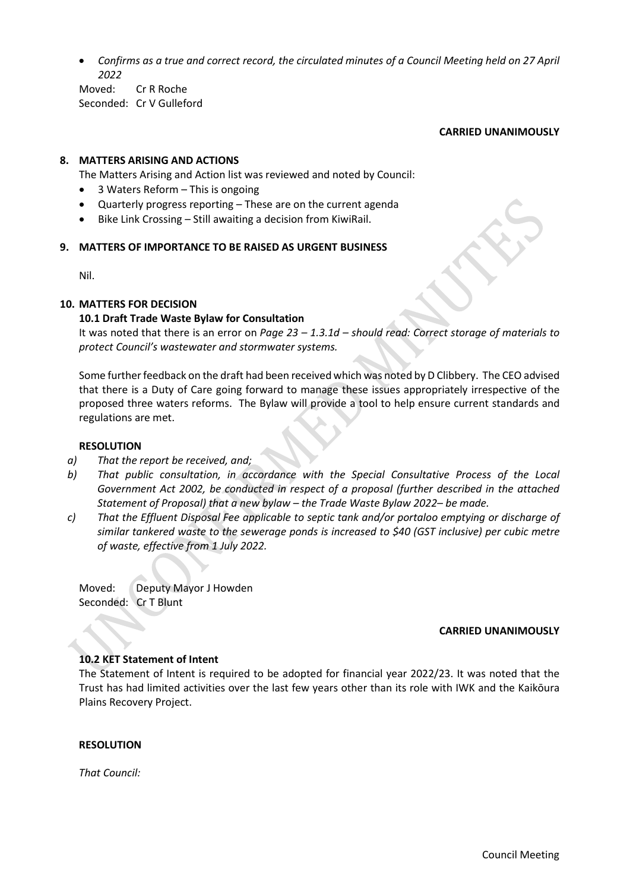- *Confirms as a true and correct record, the circulated minutes of a Council Meeting held on 27 April 2022*

Moved: Cr R Roche
Seconded: Cr V Gulleford

**CARRIED UNANIMOUSLY**

## 8. MATTERS ARISING AND ACTIONS

The Matters Arising and Action list was reviewed and noted by Council:

- 3 Waters Reform – This is ongoing
- Quarterly progress reporting – These are on the current agenda
- Bike Link Crossing – Still awaiting a decision from KiwiRail.

## 9. MATTERS OF IMPORTANCE TO BE RAISED AS URGENT BUSINESS

Nil.

## 10. MATTERS FOR DECISION

### 10.1 Draft Trade Waste Bylaw for Consultation

It was noted that there is an error on *Page 23 – 1.3.1d – should read: Correct storage of materials to protect Council's wastewater and stormwater systems.*

Some further feedback on the draft had been received which was noted by D Clibbery. The CEO advised that there is a Duty of Care going forward to manage these issues appropriately irrespective of the proposed three waters reforms. The Bylaw will provide a tool to help ensure current standards and regulations are met.

**RESOLUTION**

a) *That the report be received, and;*

b) *That public consultation, in accordance with the Special Consultative Process of the Local Government Act 2002, be conducted in respect of a proposal (further described in the attached Statement of Proposal) that a new bylaw – the Trade Waste Bylaw 2022– be made.*

c) *That the Effluent Disposal Fee applicable to septic tank and/or portaloo emptying or discharge of similar tankered waste to the sewerage ponds is increased to $40 (GST inclusive) per cubic metre of waste, effective from 1 July 2022.*

Moved: Deputy Mayor J Howden
Seconded: Cr T Blunt

**CARRIED UNANIMOUSLY**

### 10.2 KET Statement of Intent

The Statement of Intent is required to be adopted for financial year 2022/23. It was noted that the Trust has had limited activities over the last few years other than its role with IWK and the Kaikōura Plains Recovery Project.

**RESOLUTION**

*That Council:*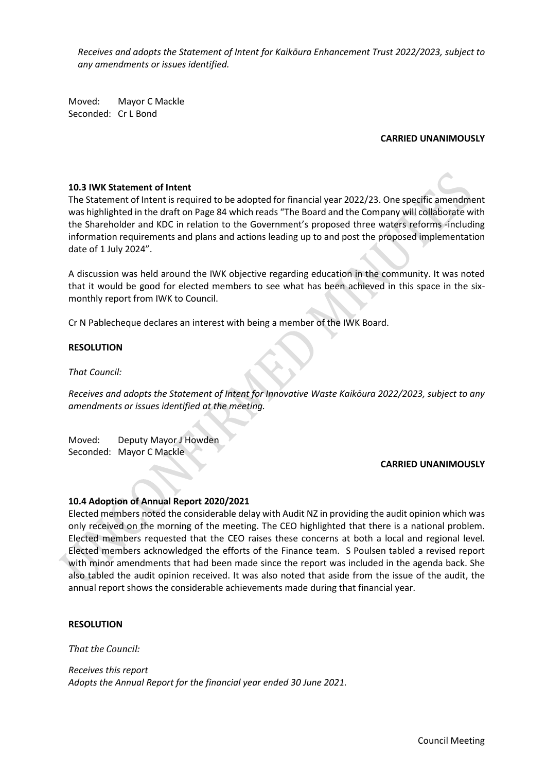*Receives and adopts the Statement of Intent for Kaikōura Enhancement Trust 2022/2023, subject to any amendments or issues identified.*

Moved: Mayor C Mackle
Seconded: Cr L Bond

**CARRIED UNANIMOUSLY**

**10.3 IWK Statement of Intent**

The Statement of Intent is required to be adopted for financial year 2022/23. One specific amendment was highlighted in the draft on Page 84 which reads "The Board and the Company will collaborate with the Shareholder and KDC in relation to the Government's proposed three waters reforms -including information requirements and plans and actions leading up to and post the proposed implementation date of 1 July 2024".

A discussion was held around the IWK objective regarding education in the community. It was noted that it would be good for elected members to see what has been achieved in this space in the six-monthly report from IWK to Council.

Cr N Pablecheque declares an interest with being a member of the IWK Board.

**RESOLUTION**

*That Council:*

*Receives and adopts the Statement of Intent for Innovative Waste Kaikōura 2022/2023, subject to any amendments or issues identified at the meeting.*

Moved: Deputy Mayor J Howden
Seconded: Mayor C Mackle

**CARRIED UNANIMOUSLY**

**10.4 Adoption of Annual Report 2020/2021**

Elected members noted the considerable delay with Audit NZ in providing the audit opinion which was only received on the morning of the meeting. The CEO highlighted that there is a national problem. Elected members requested that the CEO raises these concerns at both a local and regional level. Elected members acknowledged the efforts of the Finance team. S Poulsen tabled a revised report with minor amendments that had been made since the report was included in the agenda back. She also tabled the audit opinion received. It was also noted that aside from the issue of the audit, the annual report shows the considerable achievements made during that financial year.

**RESOLUTION**

*That the Council:*

*Receives this report*
*Adopts the Annual Report for the financial year ended 30 June 2021.*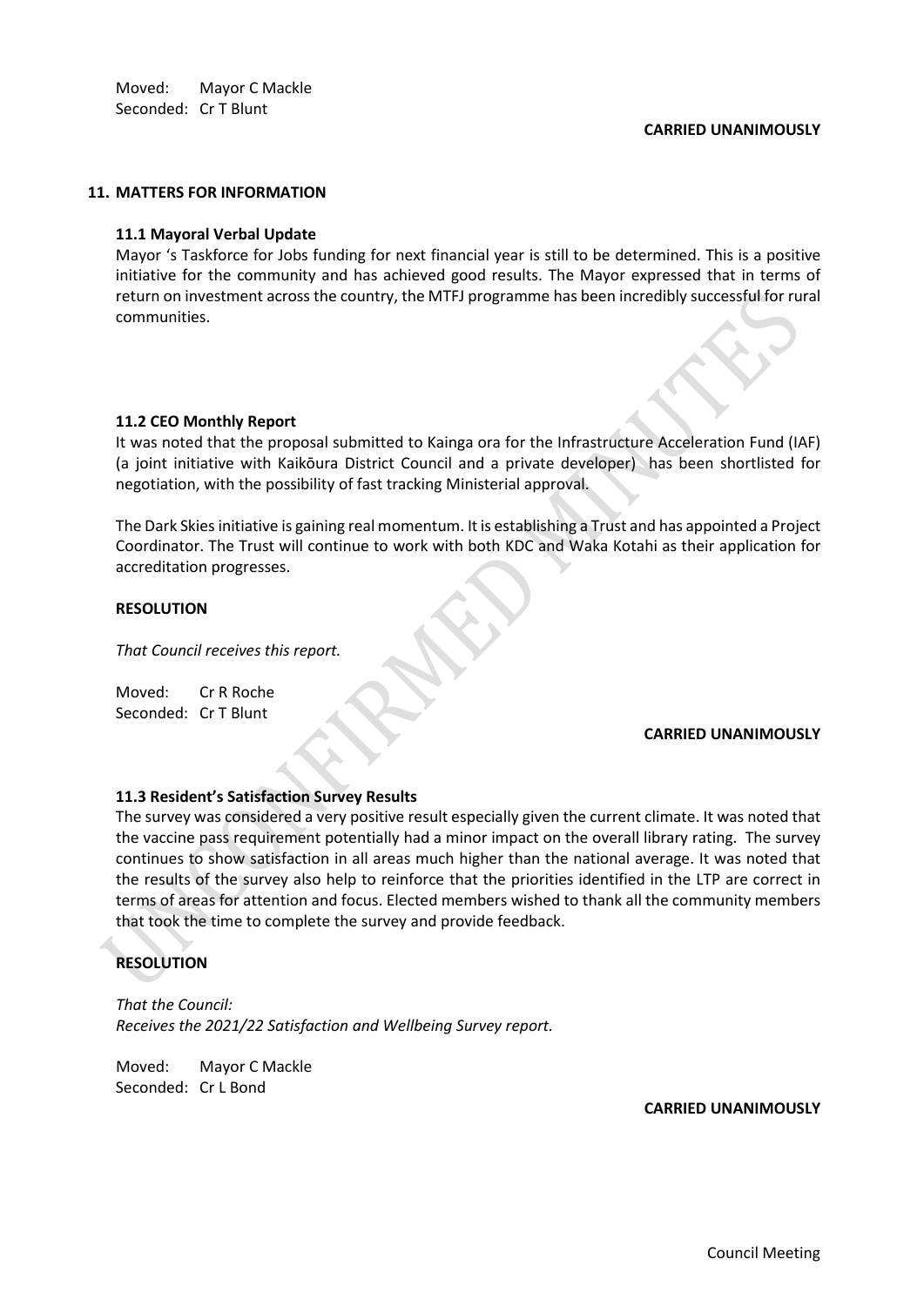Moved: Mayor C Mackle
Seconded: Cr T Blunt

**CARRIED UNANIMOUSLY**

## 11. MATTERS FOR INFORMATION

### 11.1 Mayoral Verbal Update

Mayor 's Taskforce for Jobs funding for next financial year is still to be determined. This is a positive initiative for the community and has achieved good results. The Mayor expressed that in terms of return on investment across the country, the MTFJ programme has been incredibly successful for rural communities.

### 11.2 CEO Monthly Report

It was noted that the proposal submitted to Kainga ora for the Infrastructure Acceleration Fund (IAF) (a joint initiative with Kaikōura District Council and a private developer) has been shortlisted for negotiation, with the possibility of fast tracking Ministerial approval.

The Dark Skies initiative is gaining real momentum. It is establishing a Trust and has appointed a Project Coordinator. The Trust will continue to work with both KDC and Waka Kotahi as their application for accreditation progresses.

**RESOLUTION**

*That Council receives this report.*

Moved: Cr R Roche
Seconded: Cr T Blunt

**CARRIED UNANIMOUSLY**

### 11.3 Resident's Satisfaction Survey Results

The survey was considered a very positive result especially given the current climate. It was noted that the vaccine pass requirement potentially had a minor impact on the overall library rating. The survey continues to show satisfaction in all areas much higher than the national average. It was noted that the results of the survey also help to reinforce that the priorities identified in the LTP are correct in terms of areas for attention and focus. Elected members wished to thank all the community members that took the time to complete the survey and provide feedback.

**RESOLUTION**

*That the Council:*
*Receives the 2021/22 Satisfaction and Wellbeing Survey report.*

Moved: Mayor C Mackle
Seconded: Cr L Bond

**CARRIED UNANIMOUSLY**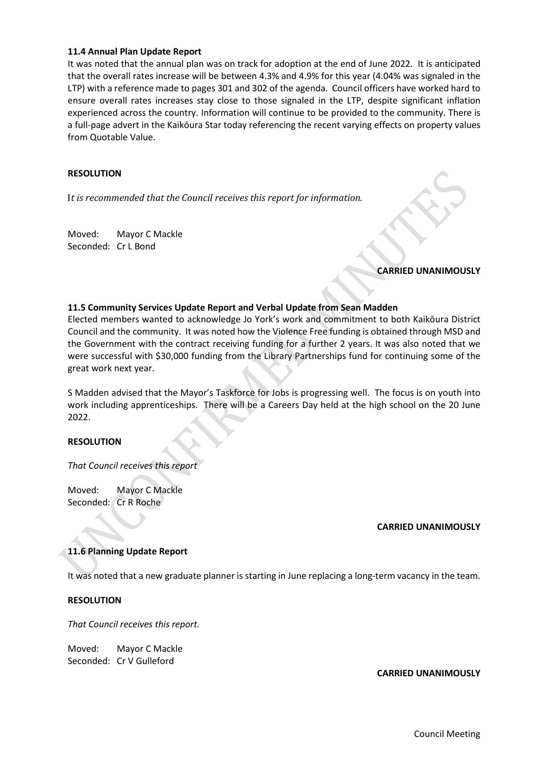**11.4 Annual Plan Update Report**

It was noted that the annual plan was on track for adoption at the end of June 2022. It is anticipated that the overall rates increase will be between 4.3% and 4.9% for this year (4.04% was signaled in the LTP) with a reference made to pages 301 and 302 of the agenda. Council officers have worked hard to ensure overall rates increases stay close to those signaled in the LTP, despite significant inflation experienced across the country. Information will continue to be provided to the community. There is a full-page advert in the Kaikōura Star today referencing the recent varying effects on property values from Quotable Value.

**RESOLUTION**

I*t is recommended that the Council receives this report for information.*

Moved: Mayor C Mackle
Seconded: Cr L Bond

**CARRIED UNANIMOUSLY**

**11.5 Community Services Update Report and Verbal Update from Sean Madden**

Elected members wanted to acknowledge Jo York's work and commitment to both Kaikōura District Council and the community. It was noted how the Violence Free funding is obtained through MSD and the Government with the contract receiving funding for a further 2 years. It was also noted that we were successful with $30,000 funding from the Library Partnerships fund for continuing some of the great work next year.

S Madden advised that the Mayor's Taskforce for Jobs is progressing well. The focus is on youth into work including apprenticeships. There will be a Careers Day held at the high school on the 20 June 2022.

**RESOLUTION**

*That Council receives this report*

Moved: Mayor C Mackle
Seconded: Cr R Roche

**CARRIED UNANIMOUSLY**

**11.6 Planning Update Report**

It was noted that a new graduate planner is starting in June replacing a long-term vacancy in the team.

**RESOLUTION**

*That Council receives this report.*

Moved: Mayor C Mackle
Seconded: Cr V Gulleford

**CARRIED UNANIMOUSLY**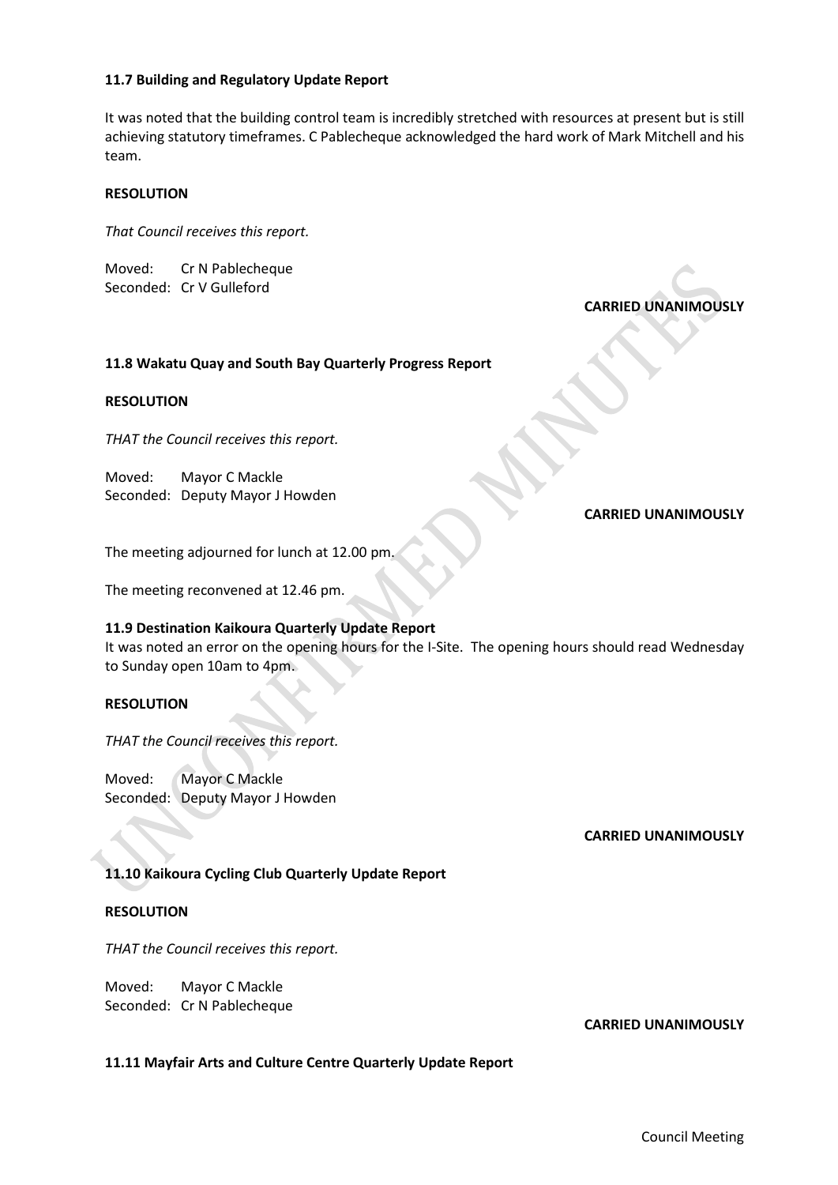### 11.7 Building and Regulatory Update Report

It was noted that the building control team is incredibly stretched with resources at present but is still achieving statutory timeframes. C Pablecheque acknowledged the hard work of Mark Mitchell and his team.

**RESOLUTION**

*That Council receives this report.*

Moved: Cr N Pablecheque
Seconded: Cr V Gulleford

**CARRIED UNANIMOUSLY**

### 11.8 Wakatu Quay and South Bay Quarterly Progress Report

**RESOLUTION**

*THAT the Council receives this report.*

Moved: Mayor C Mackle
Seconded: Deputy Mayor J Howden

**CARRIED UNANIMOUSLY**

The meeting adjourned for lunch at 12.00 pm.

The meeting reconvened at 12.46 pm.

### 11.9 Destination Kaikoura Quarterly Update Report

It was noted an error on the opening hours for the I-Site. The opening hours should read Wednesday to Sunday open 10am to 4pm.

**RESOLUTION**

*THAT the Council receives this report.*

Moved: Mayor C Mackle
Seconded: Deputy Mayor J Howden

**CARRIED UNANIMOUSLY**

### 11.10 Kaikoura Cycling Club Quarterly Update Report

**RESOLUTION**

*THAT the Council receives this report.*

Moved: Mayor C Mackle
Seconded: Cr N Pablecheque

**CARRIED UNANIMOUSLY**

### 11.11 Mayfair Arts and Culture Centre Quarterly Update Report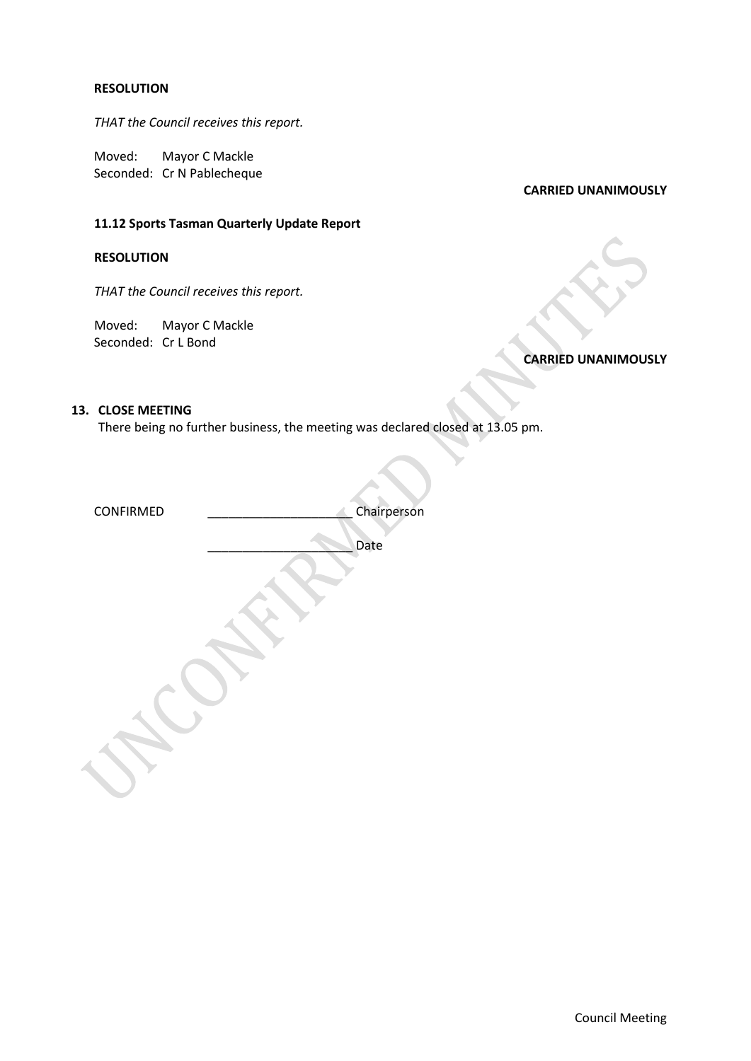**RESOLUTION**

*THAT the Council receives this report.*

Moved: Mayor C Mackle
Seconded: Cr N Pablecheque

**CARRIED UNANIMOUSLY**

**11.12 Sports Tasman Quarterly Update Report**

**RESOLUTION**

*THAT the Council receives this report.*

Moved: Mayor C Mackle
Seconded: Cr L Bond

**CARRIED UNANIMOUSLY**

## 13. CLOSE MEETING

There being no further business, the meeting was declared closed at 13.05 pm.

CONFIRMED _____________________ Chairperson

_____________________ Date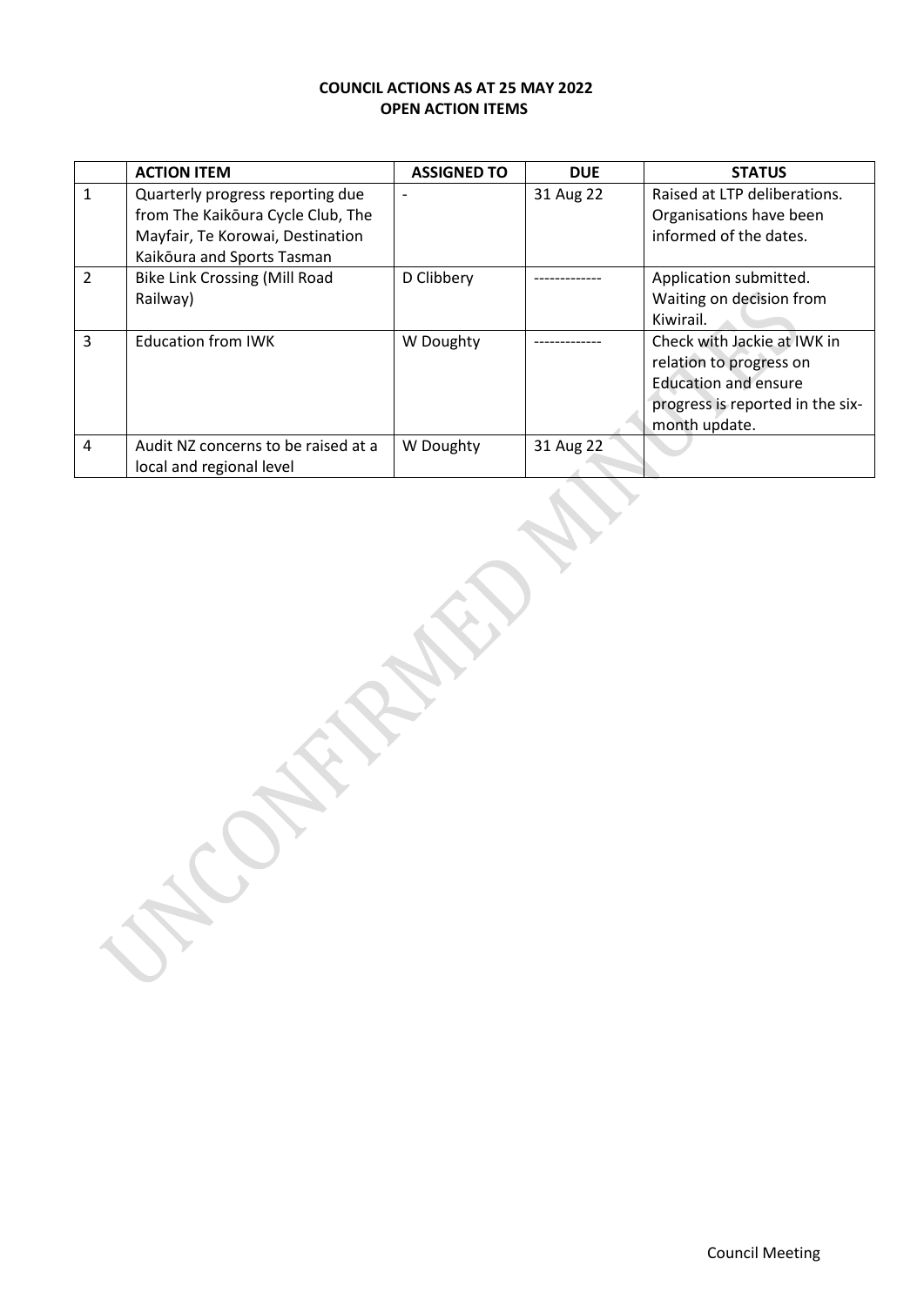**COUNCIL ACTIONS AS AT 25 MAY 2022**
**OPEN ACTION ITEMS**

| | ACTION ITEM | ASSIGNED TO | DUE | STATUS |
|---|---|---|---|---|
| 1 | Quarterly progress reporting due from The Kaikōura Cycle Club, The Mayfair, Te Korowai, Destination Kaikōura and Sports Tasman | - | 31 Aug 22 | Raised at LTP deliberations. Organisations have been informed of the dates. |
| 2 | Bike Link Crossing (Mill Road Railway) | D Clibbery | ------------- | Application submitted. Waiting on decision from Kiwirail. |
| 3 | Education from IWK | W Doughty | ------------- | Check with Jackie at IWK in relation to progress on Education and ensure progress is reported in the six-month update. |
| 4 | Audit NZ concerns to be raised at a local and regional level | W Doughty | 31 Aug 22 | |

UNCONFIRMED MINUTES

Council Meeting